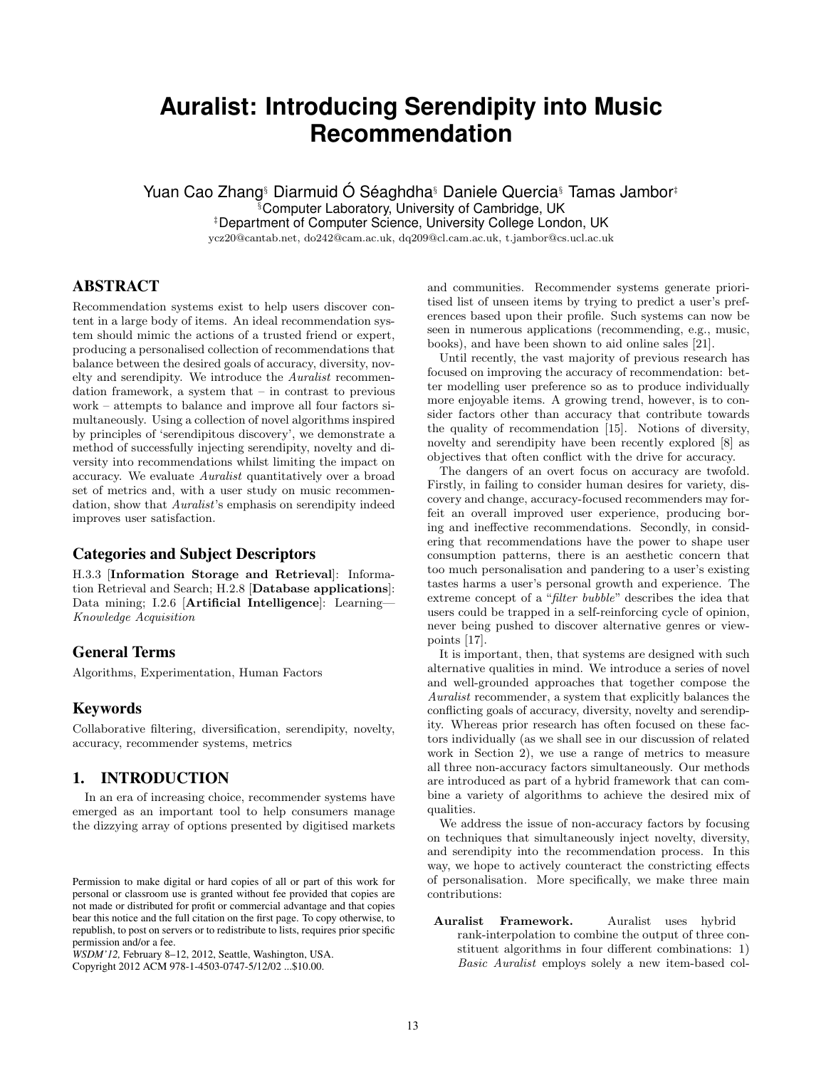# Auralist: Introducing Serendipity into Music Recommendation

Yuan Cao Zhang[§] Diarmuid Ó Séaghdha[§] Daniele Quercia[§] Tamas Jambor[‡]

[§]Computer Laboratory, University of Cambridge, UK

[‡]Department of Computer Science, University College London, UK

ycz20@cantab.net, do242@cam.ac.uk, dq209@cl.cam.ac.uk, t.jambor@cs.ucl.ac.uk

## ABSTRACT

Recommendation systems exist to help users discover content in a large body of items. An ideal recommendation system should mimic the actions of a trusted friend or expert, producing a personalised collection of recommendations that balance between the desired goals of accuracy, diversity, novelty and serendipity. We introduce the *Auralist* recommendation framework, a system that – in contrast to previous work – attempts to balance and improve all four factors simultaneously. Using a collection of novel algorithms inspired by principles of 'serendipitous discovery', we demonstrate a method of successfully injecting serendipity, novelty and diversity into recommendations whilst limiting the impact on accuracy. We evaluate *Auralist* quantitatively over a broad set of metrics and, with a user study on music recommendation, show that *Auralist*'s emphasis on serendipity indeed improves user satisfaction.

## Categories and Subject Descriptors

H.3.3 [**Information Storage and Retrieval**]: Information Retrieval and Search; H.2.8 [**Database applications**]: Data mining; I.2.6 [**Artificial Intelligence**]: Learning—*Knowledge Acquisition*

## General Terms

Algorithms, Experimentation, Human Factors

## Keywords

Collaborative filtering, diversification, serendipity, novelty, accuracy, recommender systems, metrics

## 1. INTRODUCTION

In an era of increasing choice, recommender systems have emerged as an important tool to help consumers manage the dizzying array of options presented by digitised markets and communities. Recommender systems generate prioritised list of unseen items by trying to predict a user's preferences based upon their profile. Such systems can now be seen in numerous applications (recommending, e.g., music, books), and have been shown to aid online sales [21].

Until recently, the vast majority of previous research has focused on improving the accuracy of recommendation: better modelling user preference so as to produce individually more enjoyable items. A growing trend, however, is to consider factors other than accuracy that contribute towards the quality of recommendation [15]. Notions of diversity, novelty and serendipity have been recently explored [8] as objectives that often conflict with the drive for accuracy.

The dangers of an overt focus on accuracy are twofold. Firstly, in failing to consider human desires for variety, discovery and change, accuracy-focused recommenders may forfeit an overall improved user experience, producing boring and ineffective recommendations. Secondly, in considering that recommendations have the power to shape user consumption patterns, there is an aesthetic concern that too much personalisation and pandering to a user's existing tastes harms a user's personal growth and experience. The extreme concept of a "*filter bubble*" describes the idea that users could be trapped in a self-reinforcing cycle of opinion, never being pushed to discover alternative genres or viewpoints [17].

It is important, then, that systems are designed with such alternative qualities in mind. We introduce a series of novel and well-grounded approaches that together compose the *Auralist* recommender, a system that explicitly balances the conflicting goals of accuracy, diversity, novelty and serendipity. Whereas prior research has often focused on these factors individually (as we shall see in our discussion of related work in Section 2), we use a range of metrics to measure all three non-accuracy factors simultaneously. Our methods are introduced as part of a hybrid framework that can combine a variety of algorithms to achieve the desired mix of qualities.

We address the issue of non-accuracy factors by focusing on techniques that simultaneously inject novelty, diversity, and serendipity into the recommendation process. In this way, we hope to actively counteract the constricting effects of personalisation. More specifically, we make three main contributions:

**Auralist Framework.** Auralist uses hybrid rank-interpolation to combine the output of three constituent algorithms in four different combinations: 1) *Basic Auralist* employs solely a new item-based col-

Permission to make digital or hard copies of all or part of this work for personal or classroom use is granted without fee provided that copies are not made or distributed for profit or commercial advantage and that copies bear this notice and the full citation on the first page. To copy otherwise, to republish, to post on servers or to redistribute to lists, requires prior specific permission and/or a fee.

*WSDM'12*, February 8–12, 2012, Seattle, Washington, USA.

Copyright 2012 ACM 978-1-4503-0747-5/12/02 ...$10.00.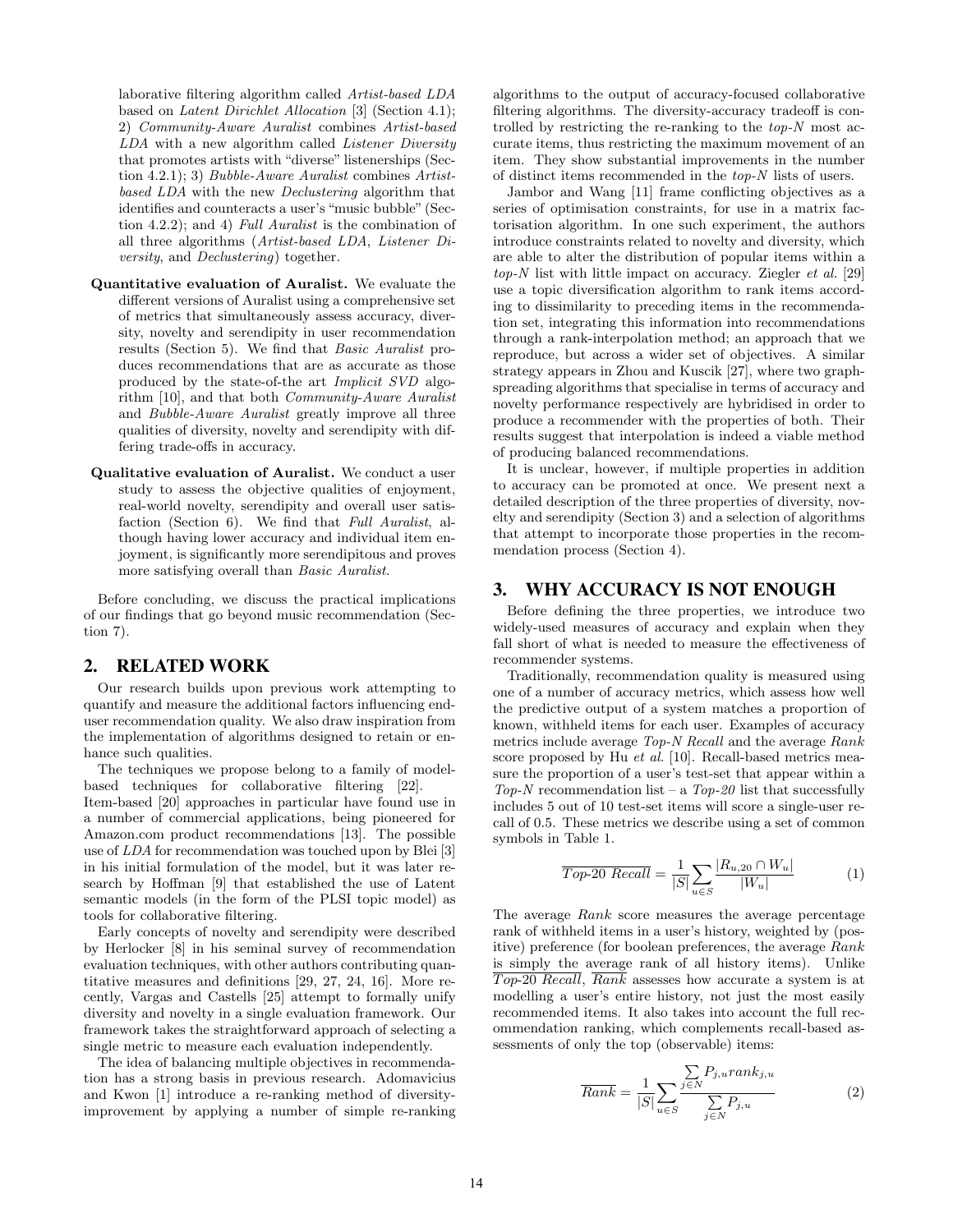laborative filtering algorithm called *Artist-based LDA* based on *Latent Dirichlet Allocation* [3] (Section 4.1); 2) *Community-Aware Auralist* combines *Artist-based LDA* with a new algorithm called *Listener Diversity* that promotes artists with "diverse" listenerships (Section 4.2.1); 3) *Bubble-Aware Auralist* combines *Artist-based LDA* with the new *Declustering* algorithm that identifies and counteracts a user's "music bubble" (Section 4.2.2); and 4) *Full Auralist* is the combination of all three algorithms (*Artist-based LDA*, *Listener Diversity*, and *Declustering*) together.

**Quantitative evaluation of Auralist.** We evaluate the different versions of Auralist using a comprehensive set of metrics that simultaneously assess accuracy, diversity, novelty and serendipity in user recommendation results (Section 5). We find that *Basic Auralist* produces recommendations that are as accurate as those produced by the state-of-the art *Implicit SVD* algorithm [10], and that both *Community-Aware Auralist* and *Bubble-Aware Auralist* greatly improve all three qualities of diversity, novelty and serendipity with differing trade-offs in accuracy.

**Qualitative evaluation of Auralist.** We conduct a user study to assess the objective qualities of enjoyment, real-world novelty, serendipity and overall user satisfaction (Section 6). We find that *Full Auralist*, although having lower accuracy and individual item enjoyment, is significantly more serendipitous and proves more satisfying overall than *Basic Auralist*.

Before concluding, we discuss the practical implications of our findings that go beyond music recommendation (Section 7).

## 2. RELATED WORK

Our research builds upon previous work attempting to quantify and measure the additional factors influencing end-user recommendation quality. We also draw inspiration from the implementation of algorithms designed to retain or enhance such qualities.

The techniques we propose belong to a family of model-based techniques for collaborative filtering [22]. Item-based [20] approaches in particular have found use in a number of commercial applications, being pioneered for Amazon.com product recommendations [13]. The possible use of *LDA* for recommendation was touched upon by Blei [3] in his initial formulation of the model, but it was later research by Hoffman [9] that established the use of Latent semantic models (in the form of the PLSI topic model) as tools for collaborative filtering.

Early concepts of novelty and serendipity were described by Herlocker [8] in his seminal survey of recommendation evaluation techniques, with other authors contributing quantitative measures and definitions [29, 27, 24, 16]. More recently, Vargas and Castells [25] attempt to formally unify diversity and novelty in a single evaluation framework. Our framework takes the straightforward approach of selecting a single metric to measure each evaluation independently.

The idea of balancing multiple objectives in recommendation has a strong basis in previous research. Adomavicius and Kwon [1] introduce a re-ranking method of diversity-improvement by applying a number of simple re-ranking algorithms to the output of accuracy-focused collaborative filtering algorithms. The diversity-accuracy tradeoff is controlled by restricting the re-ranking to the *top-N* most accurate items, thus restricting the maximum movement of an item. They show substantial improvements in the number of distinct items recommended in the *top-N* lists of users.

Jambor and Wang [11] frame conflicting objectives as a series of optimisation constraints, for use in a matrix factorisation algorithm. In one such experiment, the authors introduce constraints related to novelty and diversity, which are able to alter the distribution of popular items within a *top-N* list with little impact on accuracy. Ziegler *et al.* [29] use a topic diversification algorithm to rank items according to dissimilarity to preceding items in the recommendation set, integrating this information into recommendations through a rank-interpolation method; an approach that we reproduce, but across a wider set of objectives. A similar strategy appears in Zhou and Kuscik [27], where two graph-spreading algorithms that specialise in terms of accuracy and novelty performance respectively are hybridised in order to produce a recommender with the properties of both. Their results suggest that interpolation is indeed a viable method of producing balanced recommendations.

It is unclear, however, if multiple properties in addition to accuracy can be promoted at once. We present next a detailed description of the three properties of diversity, novelty and serendipity (Section 3) and a selection of algorithms that attempt to incorporate those properties in the recommendation process (Section 4).

## 3. WHY ACCURACY IS NOT ENOUGH

Before defining the three properties, we introduce two widely-used measures of accuracy and explain when they fall short of what is needed to measure the effectiveness of recommender systems.

Traditionally, recommendation quality is measured using one of a number of accuracy metrics, which assess how well the predictive output of a system matches a proportion of known, withheld items for each user. Examples of accuracy metrics include average *Top-N Recall* and the average *Rank* score proposed by Hu *et al.* [10]. Recall-based metrics measure the proportion of a user's test-set that appear within a *Top-N* recommendation list – a *Top-20* list that successfully includes 5 out of 10 test-set items will score a single-user recall of 0.5. These metrics we describe using a set of common symbols in Table 1.

$$\overline{Top\text{-}20\ Recall} = \frac{1}{|S|}\sum_{u \in S}\frac{|R_{u,20} \cap W_u|}{|W_u|} \tag{1}$$

The average *Rank* score measures the average percentage rank of withheld items in a user's history, weighted by (positive) preference (for boolean preferences, the average *Rank* is simply the average rank of all history items). Unlike $\overline{Top\text{-}20\ Recall}$, $\overline{Rank}$ assesses how accurate a system is at modelling a user's entire history, not just the most easily recommended items. It also takes into account the full recommendation ranking, which complements recall-based assessments of only the top (observable) items:

$$\overline{Rank} = \frac{1}{|S|}\sum_{u \in S}\frac{\sum_{j \in N} P_{j,u} rank_{j,u}}{\sum_{j \in N} P_{j,u}} \tag{2}$$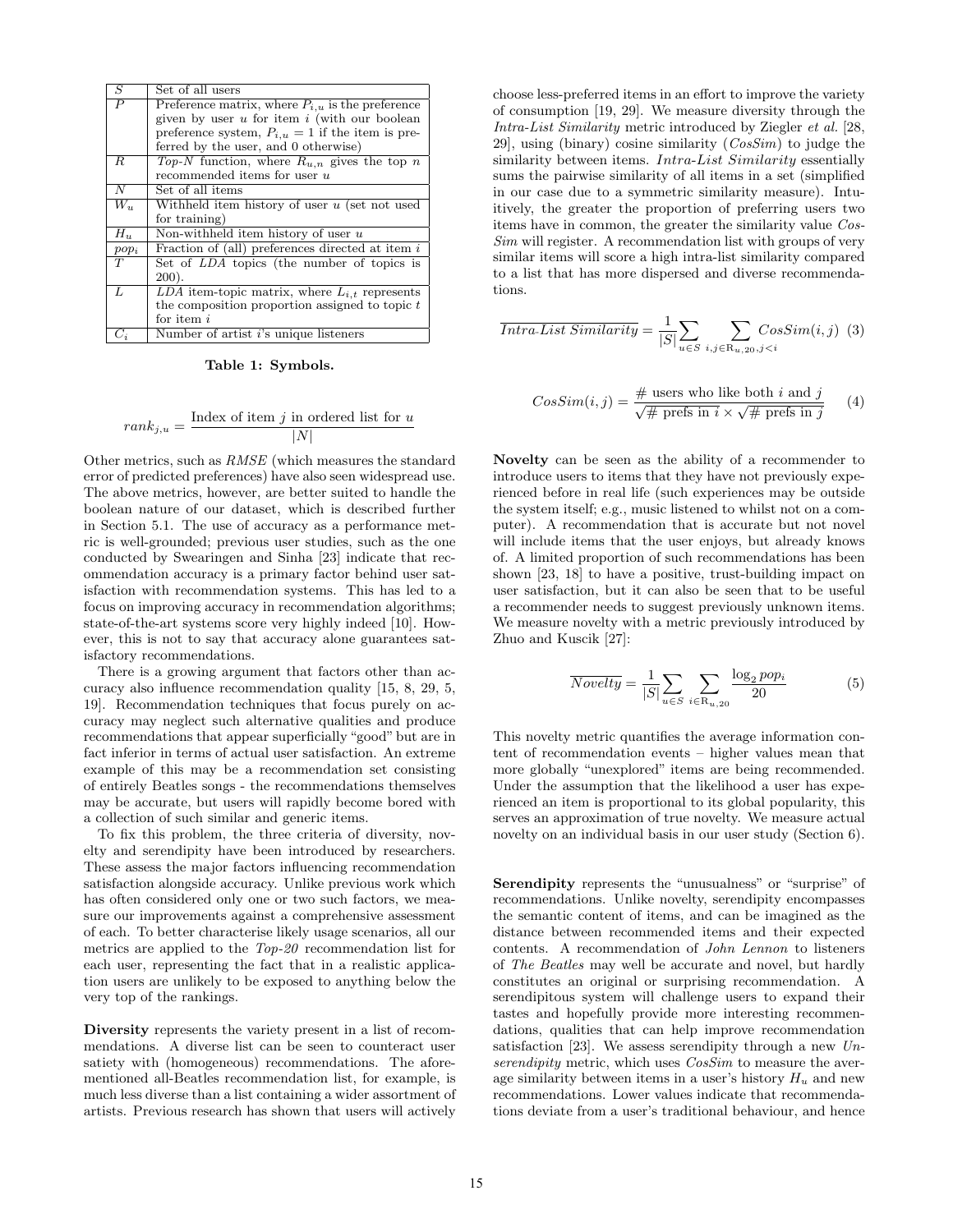| $S$ | Set of all users |
|---|---|
| $P$ | Preference matrix, where $P_{i,u}$ is the preference given by user $u$ for item $i$ (with our boolean preference system, $P_{i,u} = 1$ if the item is preferred by the user, and 0 otherwise) |
| $R$ | *Top-N* function, where $R_{u,n}$ gives the top $n$ recommended items for user $u$ |
| $N$ | Set of all items |
| $W_u$ | Withheld item history of user $u$ (set not used for training) |
| $H_u$ | Non-withheld item history of user $u$ |
| $pop_i$ | Fraction of (all) preferences directed at item $i$ |
| $T$ | Set of *LDA* topics (the number of topics is 200). |
| $L$ | *LDA* item-topic matrix, where $L_{i,t}$ represents the composition proportion assigned to topic $t$ for item $i$ |
| $C_i$ | Number of artist $i$'s unique listeners |

**Table 1: Symbols.**

$$rank_{j,u} = \frac{\text{Index of item } j \text{ in ordered list for } u}{|N|}$$

Other metrics, such as *RMSE* (which measures the standard error of predicted preferences) have also seen widespread use. The above metrics, however, are better suited to handle the boolean nature of our dataset, which is described further in Section 5.1. The use of accuracy as a performance metric is well-grounded; previous user studies, such as the one conducted by Swearingen and Sinha [23] indicate that recommendation accuracy is a primary factor behind user satisfaction with recommendation systems. This has led to a focus on improving accuracy in recommendation algorithms; state-of-the-art systems score very highly indeed [10]. However, this is not to say that accuracy alone guarantees satisfactory recommendations.

There is a growing argument that factors other than accuracy also influence recommendation quality [15, 8, 29, 5, 19]. Recommendation techniques that focus purely on accuracy may neglect such alternative qualities and produce recommendations that appear superficially "good" but are in fact inferior in terms of actual user satisfaction. An extreme example of this may be a recommendation set consisting of entirely Beatles songs - the recommendations themselves may be accurate, but users will rapidly become bored with a collection of such similar and generic items.

To fix this problem, the three criteria of diversity, novelty and serendipity have been introduced by researchers. These assess the major factors influencing recommendation satisfaction alongside accuracy. Unlike previous work which has often considered only one or two such factors, we measure our improvements against a comprehensive assessment of each. To better characterise likely usage scenarios, all our metrics are applied to the *Top-20* recommendation list for each user, representing the fact that in a realistic application users are unlikely to be exposed to anything below the very top of the rankings.

**Diversity** represents the variety present in a list of recommendations. A diverse list can be seen to counteract user satiety with (homogeneous) recommendations. The aforementioned all-Beatles recommendation list, for example, is much less diverse than a list containing a wider assortment of artists. Previous research has shown that users will actively choose less-preferred items in an effort to improve the variety of consumption [19, 29]. We measure diversity through the *Intra-List Similarity* metric introduced by Ziegler *et al.* [28, 29], using (binary) cosine similarity (*CosSim*) to judge the similarity between items. *Intra-List Similarity* essentially sums the pairwise similarity of all items in a set (simplified in our case due to a symmetric similarity measure). Intuitively, the greater the proportion of preferring users two items have in common, the greater the similarity value *CosSim* will register. A recommendation list with groups of very similar items will score a high intra-list similarity compared to a list that has more dispersed and diverse recommendations.

$$\overline{Intra\text{-}List\ Similarity} = \frac{1}{|S|}\sum_{u \in S}\ \sum_{i,j \in R_{u,20}, j<i} CosSim(i,j) \quad (3)$$

$$CosSim(i,j) = \frac{\#\text{ users who like both } i \text{ and } j}{\sqrt{\#\text{ prefs in } i} \times \sqrt{\#\text{ prefs in } j}} \quad (4)$$

**Novelty** can be seen as the ability of a recommender to introduce users to items that they have not previously experienced before in real life (such experiences may be outside the system itself; e.g., music listened to whilst not on a computer). A recommendation that is accurate but not novel will include items that the user enjoys, but already knows of. A limited proportion of such recommendations has been shown [23, 18] to have a positive, trust-building impact on user satisfaction, but it can also be seen that to be useful a recommender needs to suggest previously unknown items. We measure novelty with a metric previously introduced by Zhuo and Kuscik [27]:

$$\overline{Novelty} = \frac{1}{|S|}\sum_{u \in S}\ \sum_{i \in R_{u,20}} \frac{\log_2 pop_i}{20} \quad (5)$$

This novelty metric quantifies the average information content of recommendation events – higher values mean that more globally "unexplored" items are being recommended. Under the assumption that the likelihood a user has experienced an item is proportional to its global popularity, this serves an approximation of true novelty. We measure actual novelty on an individual basis in our user study (Section 6).

**Serendipity** represents the "unusualness" or "surprise" of recommendations. Unlike novelty, serendipity encompasses the semantic content of items, and can be imagined as the distance between recommended items and their expected contents. A recommendation of *John Lennon* to listeners of *The Beatles* may well be accurate and novel, but hardly constitutes an original or surprising recommendation. A serendipitous system will challenge users to expand their tastes and hopefully provide more interesting recommendations, qualities that can help improve recommendation satisfaction [23]. We assess serendipity through a new *Unserendipity* metric, which uses *CosSim* to measure the average similarity between items in a user's history $H_u$ and new recommendations. Lower values indicate that recommendations deviate from a user's traditional behaviour, and hence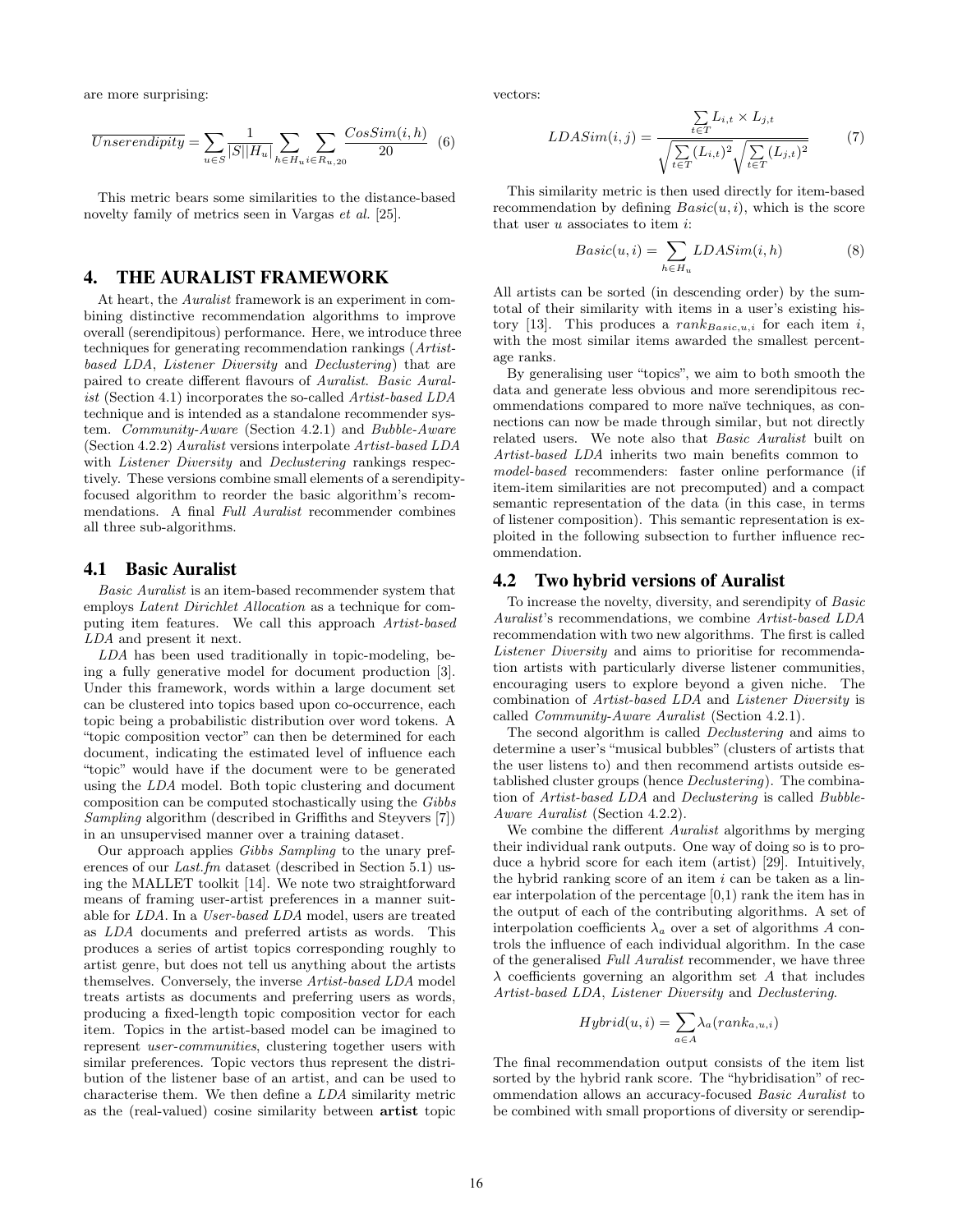are more surprising:

$$\overline{Unserendipity} = \sum_{u \in S} \frac{1}{|S||H_u|} \sum_{h \in H_u} \sum_{i \in R_{u,20}} \frac{CosSim(i,h)}{20} \quad (6)$$

This metric bears some similarities to the distance-based novelty family of metrics seen in Vargas *et al.* [25].

## 4. THE AURALIST FRAMEWORK

At heart, the *Auralist* framework is an experiment in combining distinctive recommendation algorithms to improve overall (serendipitous) performance. Here, we introduce three techniques for generating recommendation rankings (*Artist-based LDA*, *Listener Diversity* and *Declustering*) that are paired to create different flavours of *Auralist*. *Basic Auralist* (Section 4.1) incorporates the so-called *Artist-based LDA* technique and is intended as a standalone recommender system. *Community-Aware* (Section 4.2.1) and *Bubble-Aware* (Section 4.2.2) *Auralist* versions interpolate *Artist-based LDA* with *Listener Diversity* and *Declustering* rankings respectively. These versions combine small elements of a serendipity-focused algorithm to reorder the basic algorithm's recommendations. A final *Full Auralist* recommender combines all three sub-algorithms.

### 4.1 Basic Auralist

*Basic Auralist* is an item-based recommender system that employs *Latent Dirichlet Allocation* as a technique for computing item features. We call this approach *Artist-based LDA* and present it next.

*LDA* has been used traditionally in topic-modeling, being a fully generative model for document production [3]. Under this framework, words within a large document set can be clustered into topics based upon co-occurrence, each topic being a probabilistic distribution over word tokens. A "topic composition vector" can then be determined for each document, indicating the estimated level of influence each "topic" would have if the document were to be generated using the *LDA* model. Both topic clustering and document composition can be computed stochastically using the *Gibbs Sampling* algorithm (described in Griffiths and Steyvers [7]) in an unsupervised manner over a training dataset.

Our approach applies *Gibbs Sampling* to the unary preferences of our *Last.fm* dataset (described in Section 5.1) using the MALLET toolkit [14]. We note two straightforward means of framing user-artist preferences in a manner suitable for *LDA*. In a *User-based LDA* model, users are treated as *LDA* documents and preferred artists as words. This produces a series of artist topics corresponding roughly to artist genre, but does not tell us anything about the artists themselves. Conversely, the inverse *Artist-based LDA* model treats artists as documents and preferring users as words, producing a fixed-length topic composition vector for each item. Topics in the artist-based model can be imagined to represent *user-communities*, clustering together users with similar preferences. Topic vectors thus represent the distribution of the listener base of an artist, and can be used to characterise them. We then define a *LDA* similarity metric as the (real-valued) cosine similarity between **artist** topic vectors:

$$LDASim(i,j) = \frac{\sum_{t \in T} L_{i,t} \times L_{j,t}}{\sqrt{\sum_{t \in T} (L_{i,t})^2} \sqrt{\sum_{t \in T} (L_{j,t})^2}} \quad (7)$$

This similarity metric is then used directly for item-based recommendation by defining $Basic(u,i)$, which is the score that user $u$ associates to item $i$:

$$Basic(u,i) = \sum_{h \in H_u} LDASim(i,h) \quad (8)$$

All artists can be sorted (in descending order) by the sum-total of their similarity with items in a user's existing history [13]. This produces a $rank_{Basic,u,i}$ for each item $i$, with the most similar items awarded the smallest percentage ranks.

By generalising user "topics", we aim to both smooth the data and generate less obvious and more serendipitous recommendations compared to more naïve techniques, as connections can now be made through similar, but not directly related users. We note also that *Basic Auralist* built on *Artist-based LDA* inherits two main benefits common to *model-based* recommenders: faster online performance (if item-item similarities are not precomputed) and a compact semantic representation of the data (in this case, in terms of listener composition). This semantic representation is exploited in the following subsection to further influence recommendation.

### 4.2 Two hybrid versions of Auralist

To increase the novelty, diversity, and serendipity of *Basic Auralist*'s recommendations, we combine *Artist-based LDA* recommendation with two new algorithms. The first is called *Listener Diversity* and aims to prioritise for recommendation artists with particularly diverse listener communities, encouraging users to explore beyond a given niche. The combination of *Artist-based LDA* and *Listener Diversity* is called *Community-Aware Auralist* (Section 4.2.1).

The second algorithm is called *Declustering* and aims to determine a user's "musical bubbles" (clusters of artists that the user listens to) and then recommend artists outside established cluster groups (hence *Declustering*). The combination of *Artist-based LDA* and *Declustering* is called *Bubble-Aware Auralist* (Section 4.2.2).

We combine the different *Auralist* algorithms by merging their individual rank outputs. One way of doing so is to produce a hybrid score for each item (artist) [29]. Intuitively, the hybrid ranking score of an item $i$ can be taken as a linear interpolation of the percentage [0,1) rank the item has in the output of each of the contributing algorithms. A set of interpolation coefficients $\lambda_a$ over a set of algorithms $A$ controls the influence of each individual algorithm. In the case of the generalised *Full Auralist* recommender, we have three $\lambda$ coefficients governing an algorithm set $A$ that includes *Artist-based LDA*, *Listener Diversity* and *Declustering*.

$$Hybrid(u,i) = \sum_{a \in A} \lambda_a (rank_{a,u,i})$$

The final recommendation output consists of the item list sorted by the hybrid rank score. The "hybridisation" of recommendation allows an accuracy-focused *Basic Auralist* to be combined with small proportions of diversity or serendip-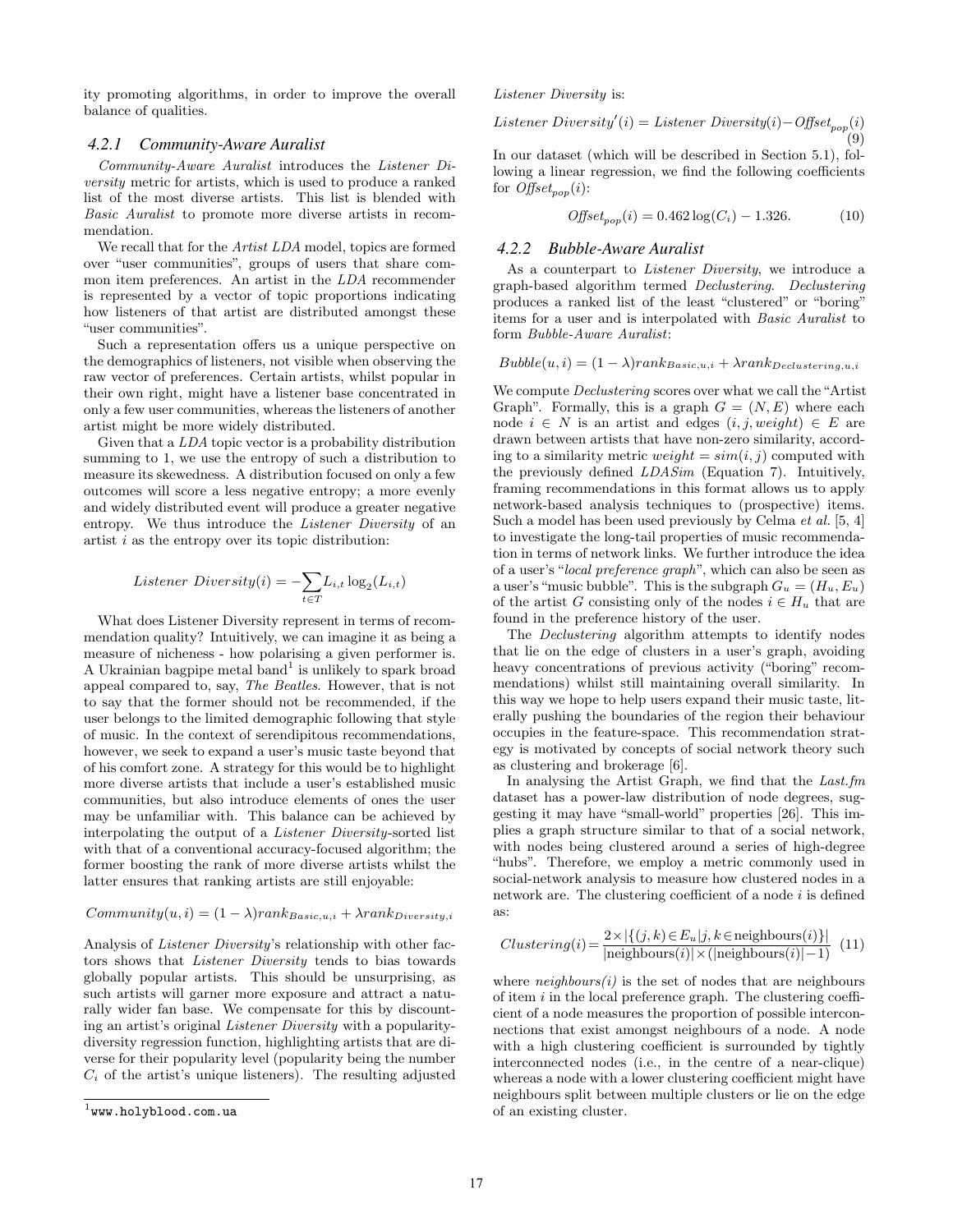ity promoting algorithms, in order to improve the overall balance of qualities.

### 4.2.1 Community-Aware Auralist

*Community-Aware Auralist* introduces the *Listener Diversity* metric for artists, which is used to produce a ranked list of the most diverse artists. This list is blended with *Basic Auralist* to promote more diverse artists in recommendation.

We recall that for the *Artist LDA* model, topics are formed over "user communities", groups of users that share common item preferences. An artist in the *LDA* recommender is represented by a vector of topic proportions indicating how listeners of that artist are distributed amongst these "user communities".

Such a representation offers us a unique perspective on the demographics of listeners, not visible when observing the raw vector of preferences. Certain artists, whilst popular in their own right, might have a listener base concentrated in only a few user communities, whereas the listeners of another artist might be more widely distributed.

Given that a *LDA* topic vector is a probability distribution summing to 1, we use the entropy of such a distribution to measure its skewedness. A distribution focused on only a few outcomes will score a less negative entropy; a more evenly and widely distributed event will produce a greater negative entropy. We thus introduce the *Listener Diversity* of an artist $i$ as the entropy over its topic distribution:

$$Listener\ Diversity(i) = -\sum_{t \in T} L_{i,t} \log_2(L_{i,t})$$

What does Listener Diversity represent in terms of recommendation quality? Intuitively, we can imagine it as being a measure of nicheness - how polarising a given performer is. A Ukrainian bagpipe metal band[1] is unlikely to spark broad appeal compared to, say, *The Beatles*. However, that is not to say that the former should not be recommended, if the user belongs to the limited demographic following that style of music. In the context of serendipitous recommendations, however, we seek to expand a user's music taste beyond that of his comfort zone. A strategy for this would be to highlight more diverse artists that include a user's established music communities, but also introduce elements of ones the user may be unfamiliar with. This balance can be achieved by interpolating the output of a *Listener Diversity*-sorted list with that of a conventional accuracy-focused algorithm; the former boosting the rank of more diverse artists whilst the latter ensures that ranking artists are still enjoyable:

$$Community(u, i) = (1 - \lambda) rank_{Basic,u,i} + \lambda rank_{Diversity,i}$$

Analysis of *Listener Diversity*'s relationship with other factors shows that *Listener Diversity* tends to bias towards globally popular artists. This should be unsurprising, as such artists will garner more exposure and attract a naturally wider fan base. We compensate for this by discounting an artist's original *Listener Diversity* with a popularity-diversity regression function, highlighting artists that are diverse for their popularity level (popularity being the number $C_i$ of the artist's unique listeners). The resulting adjusted *Listener Diversity* is:

$$Listener\ Diversity'(i) = Listener\ Diversity(i) - Offset_{pop}(i) \quad (9)$$

In our dataset (which will be described in Section 5.1), following a linear regression, we find the following coefficients for $Offset_{pop}(i)$:

$$Offset_{pop}(i) = 0.462 \log(C_i) - 1.326. \quad (10)$$

### 4.2.2 Bubble-Aware Auralist

As a counterpart to *Listener Diversity*, we introduce a graph-based algorithm termed *Declustering*. *Declustering* produces a ranked list of the least "clustered" or "boring" items for a user and is interpolated with *Basic Auralist* to form *Bubble-Aware Auralist*:

$$Bubble(u, i) = (1 - \lambda) rank_{Basic,u,i} + \lambda rank_{Declustering,u,i}$$

We compute *Declustering* scores over what we call the "Artist Graph". Formally, this is a graph $G = (N, E)$ where each node $i \in N$ is an artist and edges $(i, j, weight) \in E$ are drawn between artists that have non-zero similarity, according to a similarity metric $weight = sim(i, j)$ computed with the previously defined *LDASim* (Equation 7). Intuitively, framing recommendations in this format allows us to apply network-based analysis techniques to (prospective) items. Such a model has been used previously by Celma *et al.* [5, 4] to investigate the long-tail properties of music recommendation in terms of network links. We further introduce the idea of a user's "*local preference graph*", which can also be seen as a user's "music bubble". This is the subgraph $G_u = (H_u, E_u)$ of the artist $G$ consisting only of the nodes $i \in H_u$ that are found in the preference history of the user.

The *Declustering* algorithm attempts to identify nodes that lie on the edge of clusters in a user's graph, avoiding heavy concentrations of previous activity ("boring" recommendations) whilst still maintaining overall similarity. In this way we hope to help users expand their music taste, literally pushing the boundaries of the region their behaviour occupies in the feature-space. This recommendation strategy is motivated by concepts of social network theory such as clustering and brokerage [6].

In analysing the Artist Graph, we find that the *Last.fm* dataset has a power-law distribution of node degrees, suggesting it may have "small-world" properties [26]. This implies a graph structure similar to that of a social network, with nodes being clustered around a series of high-degree "hubs". Therefore, we employ a metric commonly used in social-network analysis to measure how clustered nodes in a network are. The clustering coefficient of a node $i$ is defined as:

$$Clustering(i) = \frac{2 \times |\{(j,k) \in E_u | j, k \in \text{neighbours}(i)\}|}{|\text{neighbours}(i)| \times (|\text{neighbours}(i)| - 1)} \quad (11)$$

where *neighbours(i)* is the set of nodes that are neighbours of item $i$ in the local preference graph. The clustering coefficient of a node measures the proportion of possible interconnections that exist amongst neighbours of a node. A node with a high clustering coefficient is surrounded by tightly interconnected nodes (i.e., in the centre of a near-clique) whereas a node with a lower clustering coefficient might have neighbours split between multiple clusters or lie on the edge of an existing cluster.

[1] www.holyblood.com.ua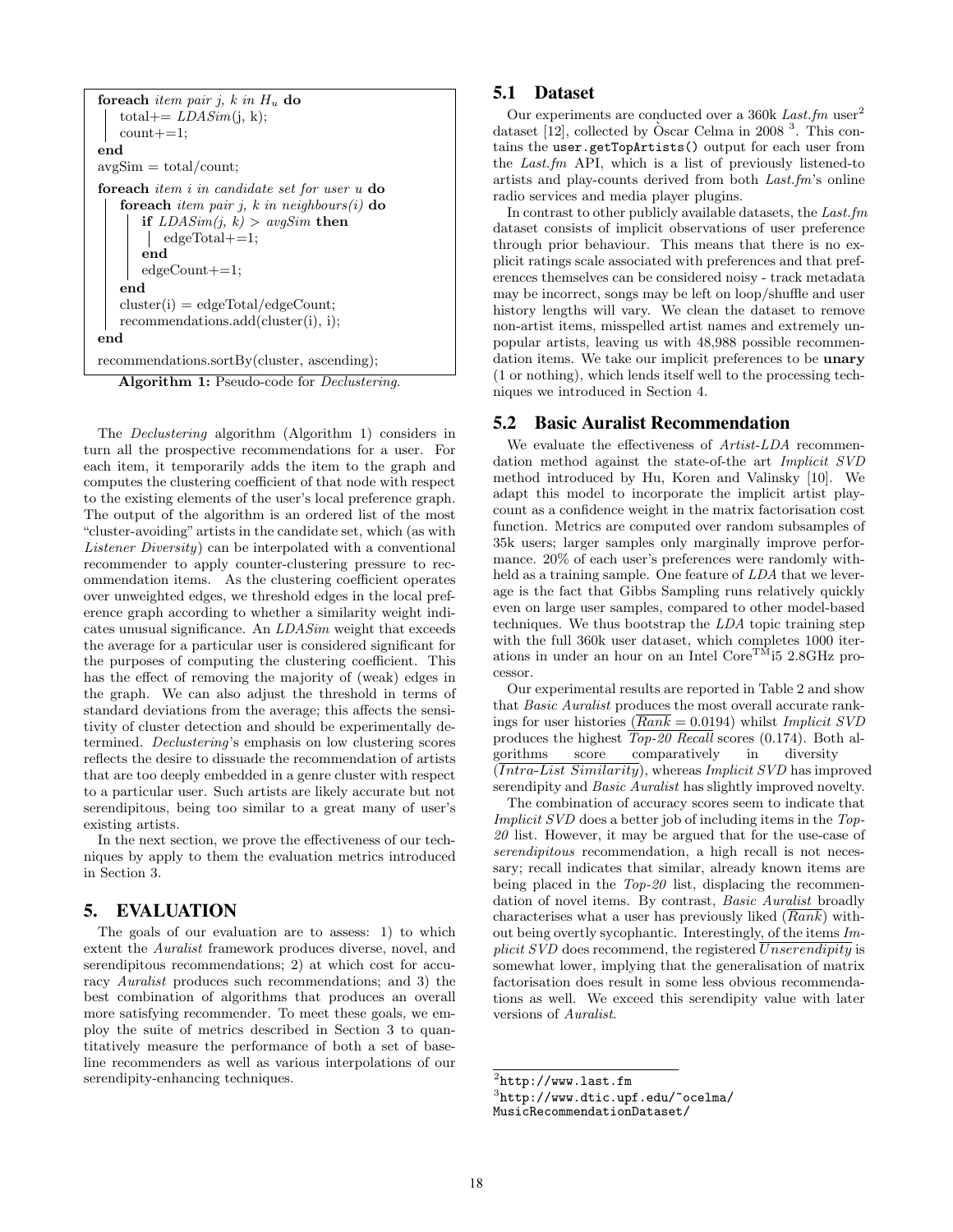```
foreach item pair j, k in H_u do
    total+= LDASim(j, k);
    count+=1;
end
avgSim = total/count;
foreach item i in candidate set for user u do
    foreach item pair j, k in neighbours(i) do
        if LDASim(j, k) > avgSim then
            edgeTotal+=1;
        end
        edgeCount+=1;
    end
    cluster(i) = edgeTotal/edgeCount;
    recommendations.add(cluster(i), i);
end
recommendations.sortBy(cluster, ascending);
```

**Algorithm 1:** Pseudo-code for *Declustering*.

The *Declustering* algorithm (Algorithm 1) considers in turn all the prospective recommendations for a user. For each item, it temporarily adds the item to the graph and computes the clustering coefficient of that node with respect to the existing elements of the user's local preference graph. The output of the algorithm is an ordered list of the most "cluster-avoiding" artists in the candidate set, which (as with *Listener Diversity*) can be interpolated with a conventional recommender to apply counter-clustering pressure to recommendation items. As the clustering coefficient operates over unweighted edges, we threshold edges in the local preference graph according to whether a similarity weight indicates unusual significance. An *LDASim* weight that exceeds the average for a particular user is considered significant for the purposes of computing the clustering coefficient. This has the effect of removing the majority of (weak) edges in the graph. We can also adjust the threshold in terms of standard deviations from the average; this affects the sensitivity of cluster detection and should be experimentally determined. *Declustering*'s emphasis on low clustering scores reflects the desire to dissuade the recommendation of artists that are too deeply embedded in a genre cluster with respect to a particular user. Such artists are likely accurate but not serendipitous, being too similar to a great many of user's existing artists.

In the next section, we prove the effectiveness of our techniques by apply to them the evaluation metrics introduced in Section 3.

## 5. EVALUATION

The goals of our evaluation are to assess: 1) to which extent the *Auralist* framework produces diverse, novel, and serendipitous recommendations; 2) at which cost for accuracy *Auralist* produces such recommendations; and 3) the best combination of algorithms that produces an overall more satisfying recommender. To meet these goals, we employ the suite of metrics described in Section 3 to quantitatively measure the performance of both a set of baseline recommenders as well as various interpolations of our serendipity-enhancing techniques.

### 5.1 Dataset

Our experiments are conducted over a 360k *Last.fm* user[2] dataset [12], collected by Òscar Celma in 2008 [3]. This contains the `user.getTopArtists()` output for each user from the *Last.fm* API, which is a list of previously listened-to artists and play-counts derived from both *Last.fm*'s online radio services and media player plugins.

In contrast to other publicly available datasets, the *Last.fm* dataset consists of implicit observations of user preference through prior behaviour. This means that there is no explicit ratings scale associated with preferences and that preferences themselves can be considered noisy - track metadata may be incorrect, songs may be left on loop/shuffle and user history lengths will vary. We clean the dataset to remove non-artist items, misspelled artist names and extremely unpopular artists, leaving us with 48,988 possible recommendation items. We take our implicit preferences to be **unary** (1 or nothing), which lends itself well to the processing techniques we introduced in Section 4.

### 5.2 Basic Auralist Recommendation

We evaluate the effectiveness of *Artist-LDA* recommendation method against the state-of-the art *Implicit SVD* method introduced by Hu, Koren and Valinsky [10]. We adapt this model to incorporate the implicit artist play-count as a confidence weight in the matrix factorisation cost function. Metrics are computed over random subsamples of 35k users; larger samples only marginally improve performance. 20% of each user's preferences were randomly withheld as a training sample. One feature of *LDA* that we leverage is the fact that Gibbs Sampling runs relatively quickly even on large user samples, compared to other model-based techniques. We thus bootstrap the *LDA* topic training step with the full 360k user dataset, which completes 1000 iterations in under an hour on an Intel Core™i5 2.8GHz processor.

Our experimental results are reported in Table 2 and show that *Basic Auralist* produces the most overall accurate rankings for user histories ($\overline{Rank} = 0.0194$) whilst *Implicit SVD* produces the highest $\overline{Top\text{-}20\ Recall}$ scores (0.174). Both algorithms score comparatively in diversity ($\overline{Intra\text{-}List\ Similarity}$), whereas *Implicit SVD* has improved serendipity and *Basic Auralist* has slightly improved novelty.

The combination of accuracy scores seem to indicate that *Implicit SVD* does a better job of including items in the *Top-20* list. However, it may be argued that for the use-case of *serendipitous* recommendation, a high recall is not necessary; recall indicates that similar, already known items are being placed in the *Top-20* list, displacing the recommendation of novel items. By contrast, *Basic Auralist* broadly characterises what a user has previously liked ($\overline{Rank}$) without being overtly sycophantic. Interestingly, of the items *Implicit SVD* does recommend, the registered $\overline{Unserendipity}$ is somewhat lower, implying that the generalisation of matrix factorisation does result in some less obvious recommendations as well. We exceed this serendipity value with later versions of *Auralist*.

[2] http://www.last.fm

[3] http://www.dtic.upf.edu/~ocelma/MusicRecommendationDataset/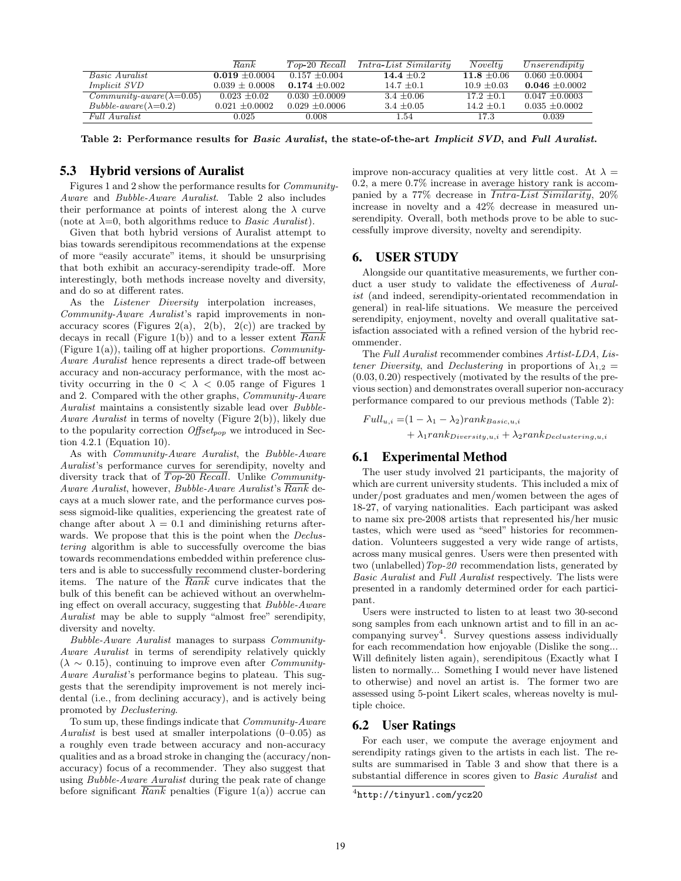| | $\overline{Rank}$ | $\overline{Top\text{-}20\ Recall}$ | $\overline{Intra\text{-}List\ Similarity}$ | $\overline{Novelty}$ | $\overline{Unserendipity}$ |
|---|---|---|---|---|---|
| *Basic Auralist* | **0.019** ±0.0004 | 0.157 ±0.004 | **14.4** ±0.2 | **11.8** ±0.06 | 0.060 ±0.0004 |
| *Implicit SVD* | 0.039 ± 0.0008 | **0.174** ±0.002 | 14.7 ±0.1 | 10.9 ±0.03 | **0.046** ±0.0002 |
| *Community-aware*($\lambda$=0.05) | 0.023 ±0.02 | 0.030 ±0.0009 | 3.4 ±0.06 | 17.2 ±0.1 | 0.047 ±0.0003 |
| *Bubble-aware*($\lambda$=0.2) | 0.021 ±0.0002 | 0.029 ±0.0006 | 3.4 ±0.05 | 14.2 ±0.1 | 0.035 ±0.0002 |
| *Full Auralist* | 0.025 | 0.008 | 1.54 | 17.3 | 0.039 |

**Table 2: Performance results for *Basic Auralist*, the state-of-the-art *Implicit SVD*, and *Full Auralist*.**

## 5.3 Hybrid versions of Auralist

Figures 1 and 2 show the performance results for *Community-Aware* and *Bubble-Aware Auralist*. Table 2 also includes their performance at points of interest along the $\lambda$ curve (note at $\lambda$=0, both algorithms reduce to *Basic Auralist*).

Given that both hybrid versions of Auralist attempt to bias towards serendipitous recommendations at the expense of more "easily accurate" items, it should be unsurprising that both exhibit an accuracy-serendipity trade-off. More interestingly, both methods increase novelty and diversity, and do so at different rates.

As the *Listener Diversity* interpolation increases, *Community-Aware Auralist*'s rapid improvements in non-accuracy scores (Figures 2(a), 2(b), 2(c)) are tracked by decays in recall (Figure 1(b)) and to a lesser extent $\overline{Rank}$ (Figure 1(a)), tailing off at higher proportions. *Community-Aware Auralist* hence represents a direct trade-off between accuracy and non-accuracy performance, with the most activity occurring in the $0 < \lambda < 0.05$ range of Figures 1 and 2. Compared with the other graphs, *Community-Aware Auralist* maintains a consistently sizable lead over *Bubble-Aware Auralist* in terms of novelty (Figure 2(b)), likely due to the popularity correction $Offset_{pop}$ we introduced in Section 4.2.1 (Equation 10).

As with *Community-Aware Auralist*, the *Bubble-Aware Auralist*'s performance curves for serendipity, novelty and diversity track that of $\overline{Top\text{-}20\ Recall}$. Unlike *Community-Aware Auralist*, however, *Bubble-Aware Auralist*'s $\overline{Rank}$ decays at a much slower rate, and the performance curves possess sigmoid-like qualities, experiencing the greatest rate of change after about $\lambda = 0.1$ and diminishing returns afterwards. We propose that this is the point when the *Declustering* algorithm is able to successfully overcome the bias towards recommendations embedded within preference clusters and is able to successfully recommend cluster-bordering items. The nature of the $\overline{Rank}$ curve indicates that the bulk of this benefit can be achieved without an overwhelming effect on overall accuracy, suggesting that *Bubble-Aware Auralist* may be able to supply "almost free" serendipity, diversity and novelty.

*Bubble-Aware Auralist* manages to surpass *Community-Aware Auralist* in terms of serendipity relatively quickly ($\lambda \sim 0.15$), continuing to improve even after *Community-Aware Auralist*'s performance begins to plateau. This suggests that the serendipity improvement is not merely incidental (i.e., from declining accuracy), and is actively being promoted by *Declustering*.

To sum up, these findings indicate that *Community-Aware Auralist* is best used at smaller interpolations (0–0.05) as a roughly even trade between accuracy and non-accuracy qualities and as a broad stroke in changing the (accuracy/non-accuracy) focus of a recommender. They also suggest that using *Bubble-Aware Auralist* during the peak rate of change before significant $\overline{Rank}$ penalties (Figure 1(a)) accrue can improve non-accuracy qualities at very little cost. At $\lambda = 0.2$, a mere 0.7% increase in average history rank is accompanied by a 77% decrease in $\overline{Intra\text{-}List\ Similarity}$, 20% increase in novelty and a 42% decrease in measured unserendipity. Overall, both methods prove to be able to successfully improve diversity, novelty and serendipity.

# 6. USER STUDY

Alongside our quantitative measurements, we further conduct a user study to validate the effectiveness of *Auralist* (and indeed, serendipity-orientated recommendation in general) in real-life situations. We measure the perceived serendipity, enjoyment, novelty and overall qualitative satisfaction associated with a refined version of the hybrid recommender.

The *Full Auralist* recommender combines *Artist-LDA*, *Listener Diversity*, and *Declustering* in proportions of $\lambda_{1,2} = (0.03, 0.20)$ respectively (motivated by the results of the previous section) and demonstrates overall superior non-accuracy performance compared to our previous methods (Table 2):

$$
\begin{aligned}
Full_{u,i} =& (1 - \lambda_1 - \lambda_2) rank_{Basic,u,i} \\
&+ \lambda_1 rank_{Diversity,u,i} + \lambda_2 rank_{Declustering,u,i}
\end{aligned}
$$

## 6.1 Experimental Method

The user study involved 21 participants, the majority of which are current university students. This included a mix of under/post graduates and men/women between the ages of 18-27, of varying nationalities. Each participant was asked to name six pre-2008 artists that represented his/her music tastes, which were used as "seed" histories for recommendation. Volunteers suggested a very wide range of artists, across many musical genres. Users were then presented with two (unlabelled) *Top-20* recommendation lists, generated by *Basic Auralist* and *Full Auralist* respectively. The lists were presented in a randomly determined order for each participant.

Users were instructed to listen to at least two 30-second song samples from each unknown artist and to fill in an accompanying survey[4]. Survey questions assess individually for each recommendation how enjoyable (Dislike the song... Will definitely listen again), serendipitous (Exactly what I listen to normally... Something I would never have listened to otherwise) and novel an artist is. The former two are assessed using 5-point Likert scales, whereas novelty is multiple choice.

## 6.2 User Ratings

For each user, we compute the average enjoyment and serendipity ratings given to the artists in each list. The results are summarised in Table 3 and show that there is a substantial difference in scores given to *Basic Auralist* and

[4] http://tinyurl.com/ycz20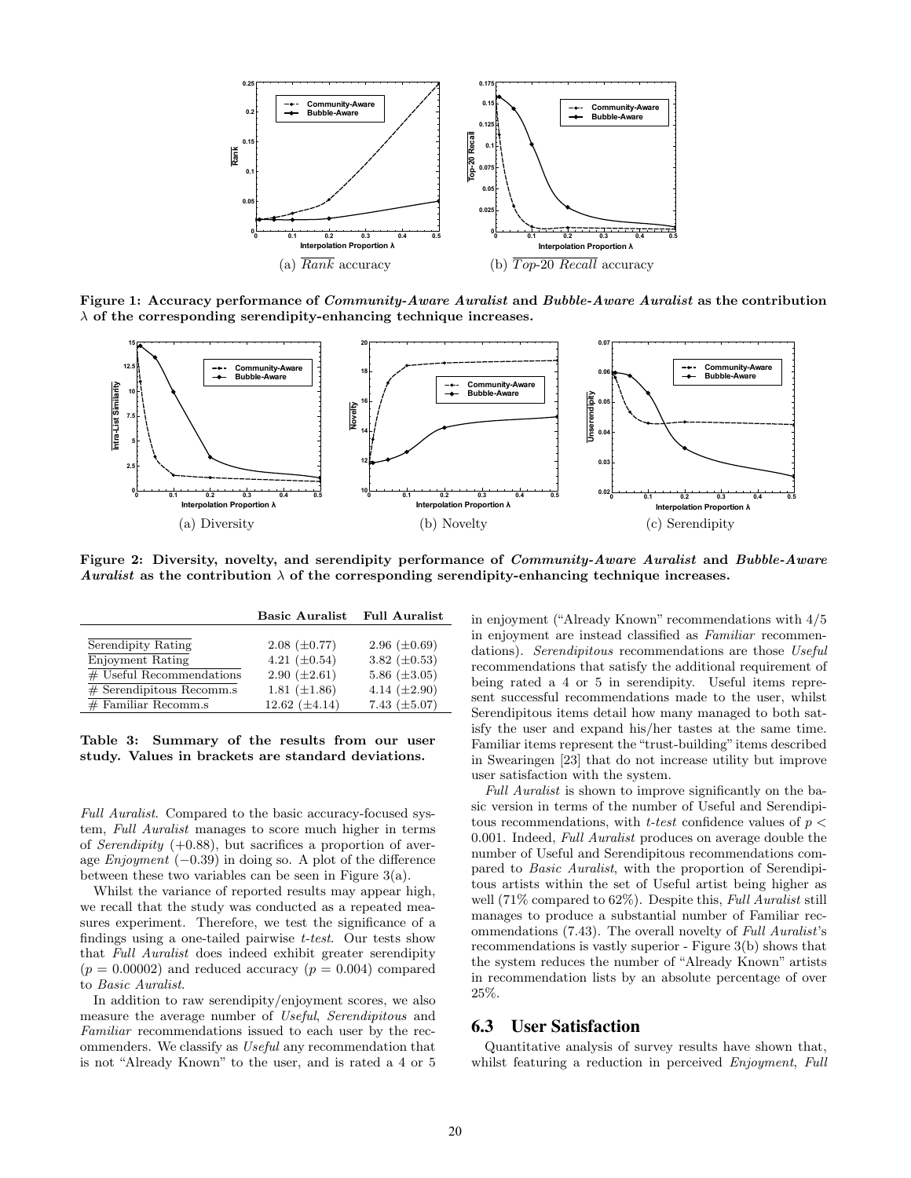(a) $\overline{Rank}$ accuracy

(b) $\overline{Top\text{-}20\ Recall}$ accuracy

**Figure 1: Accuracy performance of *Community-Aware Auralist* and *Bubble-Aware Auralist* as the contribution $\lambda$ of the corresponding serendipity-enhancing technique increases.**

(a) Diversity

(b) Novelty

(c) Serendipity

**Figure 2: Diversity, novelty, and serendipity performance of *Community-Aware Auralist* and *Bubble-Aware Auralist* as the contribution $\lambda$ of the corresponding serendipity-enhancing technique increases.**

| | Basic Auralist | Full Auralist |
|---|---|---|
| $\overline{\text{Serendipity Rating}}$ | 2.08 ($\pm$0.77) | 2.96 ($\pm$0.69) |
| $\overline{\text{Enjoyment Rating}}$ | 4.21 ($\pm$0.54) | 3.82 ($\pm$0.53) |
| $\overline{\#\ \text{Useful Recommendations}}$ | 2.90 ($\pm$2.61) | 5.86 ($\pm$3.05) |
| $\overline{\#\ \text{Serendipitous Recomm.s}}$ | 1.81 ($\pm$1.86) | 4.14 ($\pm$2.90) |
| $\overline{\#\ \text{Familiar Recomm.s}}$ | 12.62 ($\pm$4.14) | 7.43 ($\pm$5.07) |

**Table 3: Summary of the results from our user study. Values in brackets are standard deviations.**

*Full Auralist*. Compared to the basic accuracy-focused system, *Full Auralist* manages to score much higher in terms of *Serendipity* (+0.88), but sacrifices a proportion of average *Enjoyment* (−0.39) in doing so. A plot of the difference between these two variables can be seen in Figure 3(a).

Whilst the variance of reported results may appear high, we recall that the study was conducted as a repeated measures experiment. Therefore, we test the significance of a findings using a one-tailed pairwise *t-test*. Our tests show that *Full Auralist* does indeed exhibit greater serendipity ($p = 0.00002$) and reduced accuracy ($p = 0.004$) compared to *Basic Auralist*.

In addition to raw serendipity/enjoyment scores, we also measure the average number of *Useful*, *Serendipitous* and *Familiar* recommendations issued to each user by the recommenders. We classify as *Useful* any recommendation that is not "Already Known" to the user, and is rated a 4 or 5 in enjoyment ("Already Known" recommendations with 4/5 in enjoyment are instead classified as *Familiar* recommendations). *Serendipitous* recommendations are those *Useful* recommendations that satisfy the additional requirement of being rated a 4 or 5 in serendipity. Useful items represent successful recommendations made to the user, whilst Serendipitous items detail how many managed to both satisfy the user and expand his/her tastes at the same time. Familiar items represent the "trust-building" items described in Swearingen [23] that do not increase utility but improve user satisfaction with the system.

*Full Auralist* is shown to improve significantly on the basic version in terms of the number of Useful and Serendipitous recommendations, with *t-test* confidence values of $p < 0.001$. Indeed, *Full Auralist* produces on average double the number of Useful and Serendipitous recommendations compared to *Basic Auralist*, with the proportion of Serendipitous artists within the set of Useful artist being higher as well (71% compared to 62%). Despite this, *Full Auralist* still manages to produce a substantial number of Familiar recommendations (7.43). The overall novelty of *Full Auralist*'s recommendations is vastly superior - Figure 3(b) shows that the system reduces the number of "Already Known" artists in recommendation lists by an absolute percentage of over 25%.

## 6.3 User Satisfaction

Quantitative analysis of survey results have shown that, whilst featuring a reduction in perceived *Enjoyment*, *Full*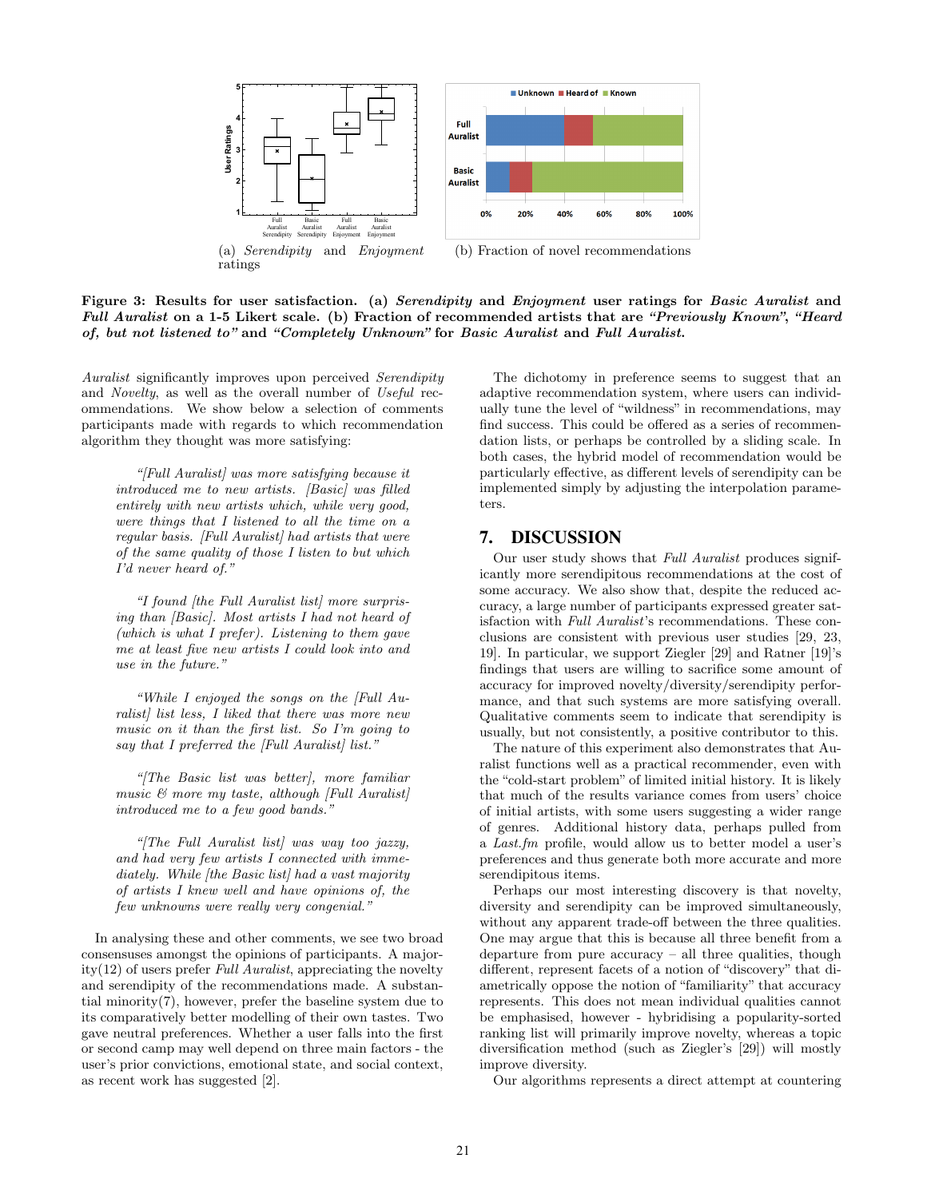(a) *Serendipity* and *Enjoyment* ratings

(b) Fraction of novel recommendations

**Figure 3: Results for user satisfaction. (a) *Serendipity* and *Enjoyment* user ratings for *Basic Auralist* and *Full Auralist* on a 1-5 Likert scale. (b) Fraction of recommended artists that are *"Previously Known"*, *"Heard of, but not listened to"* and *"Completely Unknown"* for *Basic Auralist* and *Full Auralist*.**

*Auralist* significantly improves upon perceived *Serendipity* and *Novelty*, as well as the overall number of *Useful* recommendations. We show below a selection of comments participants made with regards to which recommendation algorithm they thought was more satisfying:

> *"[Full Auralist] was more satisfying because it introduced me to new artists. [Basic] was filled entirely with new artists which, while very good, were things that I listened to all the time on a regular basis. [Full Auralist] had artists that were of the same quality of those I listen to but which I'd never heard of."*

> *"I found [the Full Auralist list] more surprising than [Basic]. Most artists I had not heard of (which is what I prefer). Listening to them gave me at least five new artists I could look into and use in the future."*

> *"While I enjoyed the songs on the [Full Auralist] list less, I liked that there was more new music on it than the first list. So I'm going to say that I preferred the [Full Auralist] list."*

> *"[The Basic list was better], more familiar music & more my taste, although [Full Auralist] introduced me to a few good bands."*

> *"[The Full Auralist list] was way too jazzy, and had very few artists I connected with immediately. While [the Basic list] had a vast majority of artists I knew well and have opinions of, the few unknowns were really very congenial."*

In analysing these and other comments, we see two broad consensuses amongst the opinions of participants. A majority(12) of users prefer *Full Auralist*, appreciating the novelty and serendipity of the recommendations made. A substantial minority(7), however, prefer the baseline system due to its comparatively better modelling of their own tastes. Two gave neutral preferences. Whether a user falls into the first or second camp may well depend on three main factors - the user's prior convictions, emotional state, and social context, as recent work has suggested [2].

The dichotomy in preference seems to suggest that an adaptive recommendation system, where users can individually tune the level of "wildness" in recommendations, may find success. This could be offered as a series of recommendation lists, or perhaps be controlled by a sliding scale. In both cases, the hybrid model of recommendation would be particularly effective, as different levels of serendipity can be implemented simply by adjusting the interpolation parameters.

## 7. DISCUSSION

Our user study shows that *Full Auralist* produces significantly more serendipitous recommendations at the cost of some accuracy. We also show that, despite the reduced accuracy, a large number of participants expressed greater satisfaction with *Full Auralist*'s recommendations. These conclusions are consistent with previous user studies [29, 23, 19]. In particular, we support Ziegler [29] and Ratner [19]'s findings that users are willing to sacrifice some amount of accuracy for improved novelty/diversity/serendipity performance, and that such systems are more satisfying overall. Qualitative comments seem to indicate that serendipity is usually, but not consistently, a positive contributor to this.

The nature of this experiment also demonstrates that Auralist functions well as a practical recommender, even with the "cold-start problem" of limited initial history. It is likely that much of the results variance comes from users' choice of initial artists, with some users suggesting a wider range of genres. Additional history data, perhaps pulled from a *Last.fm* profile, would allow us to better model a user's preferences and thus generate both more accurate and more serendipitous items.

Perhaps our most interesting discovery is that novelty, diversity and serendipity can be improved simultaneously, without any apparent trade-off between the three qualities. One may argue that this is because all three benefit from a departure from pure accuracy – all three qualities, though different, represent facets of a notion of "discovery" that diametrically oppose the notion of "familiarity" that accuracy represents. This does not mean individual qualities cannot be emphasised, however - hybridising a popularity-sorted ranking list will primarily improve novelty, whereas a topic diversification method (such as Ziegler's [29]) will mostly improve diversity.

Our algorithms represents a direct attempt at countering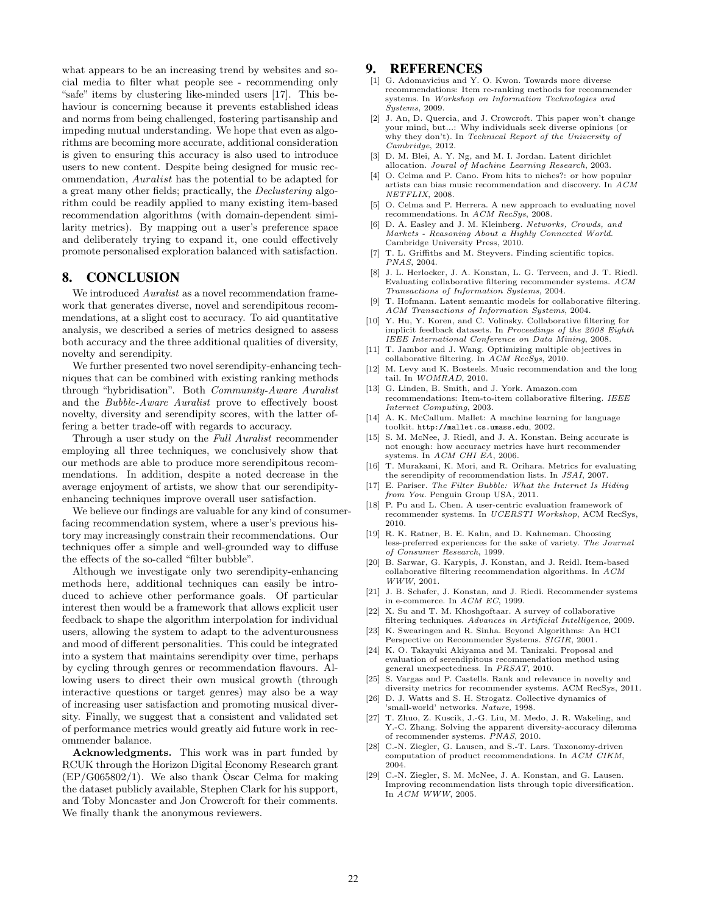what appears to be an increasing trend by websites and social media to filter what people see - recommending only "safe" items by clustering like-minded users [17]. This behaviour is concerning because it prevents established ideas and norms from being challenged, fostering partisanship and impeding mutual understanding. We hope that even as algorithms are becoming more accurate, additional consideration is given to ensuring this accuracy is also used to introduce users to new content. Despite being designed for music recommendation, *Auralist* has the potential to be adapted for a great many other fields; practically, the *Declustering* algorithm could be readily applied to many existing item-based recommendation algorithms (with domain-dependent similarity metrics). By mapping out a user's preference space and deliberately trying to expand it, one could effectively promote personalised exploration balanced with satisfaction.

# 8. CONCLUSION

We introduced *Auralist* as a novel recommendation framework that generates diverse, novel and serendipitous recommendations, at a slight cost to accuracy. To aid quantitative analysis, we described a series of metrics designed to assess both accuracy and the three additional qualities of diversity, novelty and serendipity.

We further presented two novel serendipity-enhancing techniques that can be combined with existing ranking methods through "hybridisation". Both *Community-Aware Auralist* and the *Bubble-Aware Auralist* prove to effectively boost novelty, diversity and serendipity scores, with the latter offering a better trade-off with regards to accuracy.

Through a user study on the *Full Auralist* recommender employing all three techniques, we conclusively show that our methods are able to produce more serendipitous recommendations. In addition, despite a noted decrease in the average enjoyment of artists, we show that our serendipity-enhancing techniques improve overall user satisfaction.

We believe our findings are valuable for any kind of consumer-facing recommendation system, where a user's previous history may increasingly constrain their recommendations. Our techniques offer a simple and well-grounded way to diffuse the effects of the so-called "filter bubble".

Although we investigate only two serendipity-enhancing methods here, additional techniques can easily be introduced to achieve other performance goals. Of particular interest then would be a framework that allows explicit user feedback to shape the algorithm interpolation for individual users, allowing the system to adapt to the adventurousness and mood of different personalities. This could be integrated into a system that maintains serendipity over time, perhaps by cycling through genres or recommendation flavours. Allowing users to direct their own musical growth (through interactive questions or target genres) may also be a way of increasing user satisfaction and promoting musical diversity. Finally, we suggest that a consistent and validated set of performance metrics would greatly aid future work in recommender balance.

**Acknowledgments.** This work was in part funded by RCUK through the Horizon Digital Economy Research grant (EP/G065802/1). We also thank Òscar Celma for making the dataset publicly available, Stephen Clark for his support, and Toby Moncaster and Jon Crowcroft for their comments. We finally thank the anonymous reviewers.

# 9. REFERENCES

[1] G. Adomavicius and Y. O. Kwon. Towards more diverse recommendations: Item re-ranking methods for recommender systems. In *Workshop on Information Technologies and Systems*, 2009.

[2] J. An, D. Quercia, and J. Crowcroft. This paper won't change your mind, but...: Why individuals seek diverse opinions (or why they don't). In *Technical Report of the University of Cambridge*, 2012.

[3] D. M. Blei, A. Y. Ng, and M. I. Jordan. Latent dirichlet allocation. *Joural of Machine Learning Research*, 2003.

[4] O. Celma and P. Cano. From hits to niches?: or how popular artists can bias music recommendation and discovery. In *ACM NETFLIX*, 2008.

[5] O. Celma and P. Herrera. A new approach to evaluating novel recommendations. In *ACM RecSys*, 2008.

[6] D. A. Easley and J. M. Kleinberg. *Networks, Crowds, and Markets - Reasoning About a Highly Connected World.* Cambridge University Press, 2010.

[7] T. L. Griffiths and M. Steyvers. Finding scientific topics. *PNAS*, 2004.

[8] J. L. Herlocker, J. A. Konstan, L. G. Terveen, and J. T. Riedl. Evaluating collaborative filtering recommender systems. *ACM Transactions of Information Systems*, 2004.

[9] T. Hofmann. Latent semantic models for collaborative filtering. *ACM Transactions of Information Systems*, 2004.

[10] Y. Hu, Y. Koren, and C. Volinsky. Collaborative filtering for implicit feedback datasets. In *Proceedings of the 2008 Eighth IEEE International Conference on Data Mining*, 2008.

[11] T. Jambor and J. Wang. Optimizing multiple objectives in collaborative filtering. In *ACM RecSys*, 2010.

[12] M. Levy and K. Bosteels. Music recommendation and the long tail. In *WOMRAD*, 2010.

[13] G. Linden, B. Smith, and J. York. Amazon.com recommendations: Item-to-item collaborative filtering. *IEEE Internet Computing*, 2003.

[14] A. K. McCallum. Mallet: A machine learning for language toolkit. http://mallet.cs.umass.edu, 2002.

[15] S. M. McNee, J. Riedl, and J. A. Konstan. Being accurate is not enough: how accuracy metrics have hurt recommender systems. In *ACM CHI EA*, 2006.

[16] T. Murakami, K. Mori, and R. Orihara. Metrics for evaluating the serendipity of recommendation lists. In *JSAI*, 2007.

[17] E. Pariser. *The Filter Bubble: What the Internet Is Hiding from You.* Penguin Group USA, 2011.

[18] P. Pu and L. Chen. A user-centric evaluation framework of recommender systems. In *UCERSTI Workshop*, ACM RecSys, 2010.

[19] R. K. Ratner, B. E. Kahn, and D. Kahneman. Choosing less-preferred experiences for the sake of variety. *The Journal of Consumer Research*, 1999.

[20] B. Sarwar, G. Karypis, J. Konstan, and J. Reidl. Item-based collaborative filtering recommendation algorithms. In *ACM WWW*, 2001.

[21] J. B. Schafer, J. Konstan, and J. Riedi. Recommender systems in e-commerce. In *ACM EC*, 1999.

[22] X. Su and T. M. Khoshgoftaar. A survey of collaborative filtering techniques. *Advances in Artificial Intelligence*, 2009.

[23] K. Swearingen and R. Sinha. Beyond Algorithms: An HCI Perspective on Recommender Systems. *SIGIR*, 2001.

[24] K. O. Takayuki Akiyama and M. Tanizaki. Proposal and evaluation of serendipitous recommendation method using general unexpectedness. In *PRSAT*, 2010.

[25] S. Vargas and P. Castells. Rank and relevance in novelty and diversity metrics for recommender systems. ACM RecSys, 2011.

[26] D. J. Watts and S. H. Strogatz. Collective dynamics of 'small-world' networks. *Nature*, 1998.

[27] T. Zhuo, Z. Kuscik, J.-G. Liu, M. Medo, J. R. Wakeling, and Y.-C. Zhang. Solving the apparent diversity-accuracy dilemma of recommender systems. *PNAS*, 2010.

[28] C.-N. Ziegler, G. Lausen, and S.-T. Lars. Taxonomy-driven computation of product recommendations. In *ACM CIKM*, 2004.

[29] C.-N. Ziegler, S. M. McNee, J. A. Konstan, and G. Lausen. Improving recommendation lists through topic diversification. In *ACM WWW*, 2005.